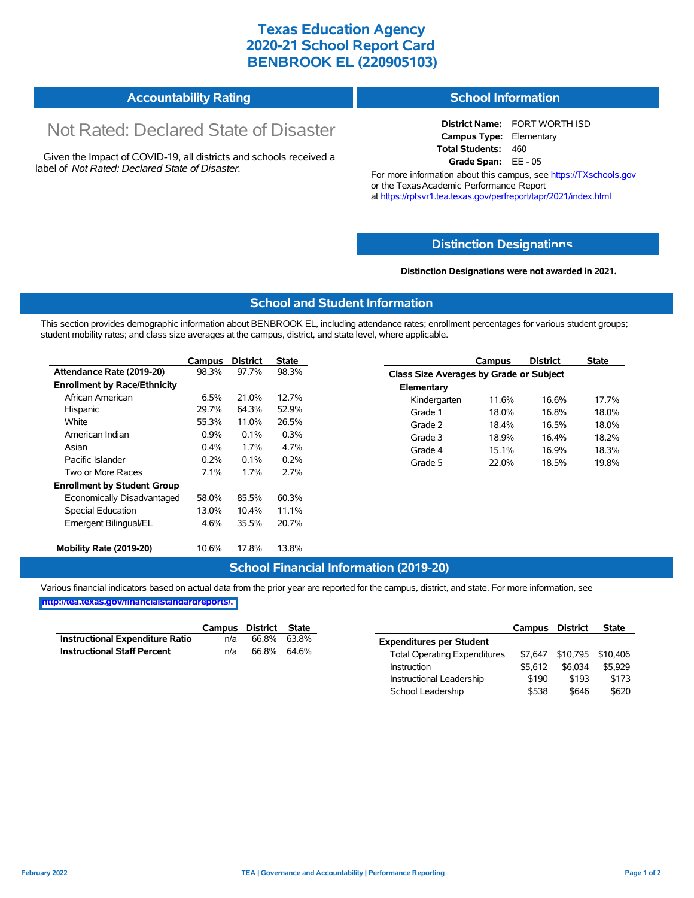# Texas Education Agency
# 2020-21 School Report Card
# BENBROOK EL (220905103)

## Accountability Rating

Not Rated: Declared State of Disaster

Given the Impact of COVID-19, all districts and schools received a label of *Not Rated: Declared State of Disaster*.

## School Information

**District Name:** FORT WORTH ISD
**Campus Type:** Elementary
**Total Students:** 460
**Grade Span:** EE - 05

For more information about this campus, see https://TXschools.gov or the Texas Academic Performance Report at https://rptsvr1.tea.texas.gov/perfreport/tapr/2021/index.html

## Distinction Designations

**Distinction Designations were not awarded in 2021.**

## School and Student Information

This section provides demographic information about BENBROOK EL, including attendance rates; enrollment percentages for various student groups; student mobility rates; and class size averages at the campus, district, and state level, where applicable.

| | Campus | District | State |
|---|---|---|---|
| **Attendance Rate (2019-20)** | 98.3% | 97.7% | 98.3% |
| **Enrollment by Race/Ethnicity** | | | |
| African American | 6.5% | 21.0% | 12.7% |
| Hispanic | 29.7% | 64.3% | 52.9% |
| White | 55.3% | 11.0% | 26.5% |
| American Indian | 0.9% | 0.1% | 0.3% |
| Asian | 0.4% | 1.7% | 4.7% |
| Pacific Islander | 0.2% | 0.1% | 0.2% |
| Two or More Races | 7.1% | 1.7% | 2.7% |
| **Enrollment by Student Group** | | | |
| Economically Disadvantaged | 58.0% | 85.5% | 60.3% |
| Special Education | 13.0% | 10.4% | 11.1% |
| Emergent Bilingual/EL | 4.6% | 35.5% | 20.7% |
| **Mobility Rate (2019-20)** | 10.6% | 17.8% | 13.8% |

| | Campus | District | State |
|---|---|---|---|
| **Class Size Averages by Grade or Subject** | | | |
| **Elementary** | | | |
| Kindergarten | 11.6% | 16.6% | 17.7% |
| Grade 1 | 18.0% | 16.8% | 18.0% |
| Grade 2 | 18.4% | 16.5% | 18.0% |
| Grade 3 | 18.9% | 16.4% | 18.2% |
| Grade 4 | 15.1% | 16.9% | 18.3% |
| Grade 5 | 22.0% | 18.5% | 19.8% |

## School Financial Information (2019-20)

Various financial indicators based on actual data from the prior year are reported for the campus, district, and state. For more information, see http://tea.texas.gov/financialstandardreports/.

| | Campus | District | State |
|---|---|---|---|
| **Instructional Expenditure Ratio** | n/a | 66.8% | 63.8% |
| **Instructional Staff Percent** | n/a | 66.8% | 64.6% |

| | Campus | District | State |
|---|---|---|---|
| **Expenditures per Student** | | | |
| Total Operating Expenditures | $7,647 | $10,795 | $10,406 |
| Instruction | $5,612 | $6,034 | $5,929 |
| Instructional Leadership | $190 | $193 | $173 |
| School Leadership | $538 | $646 | $620 |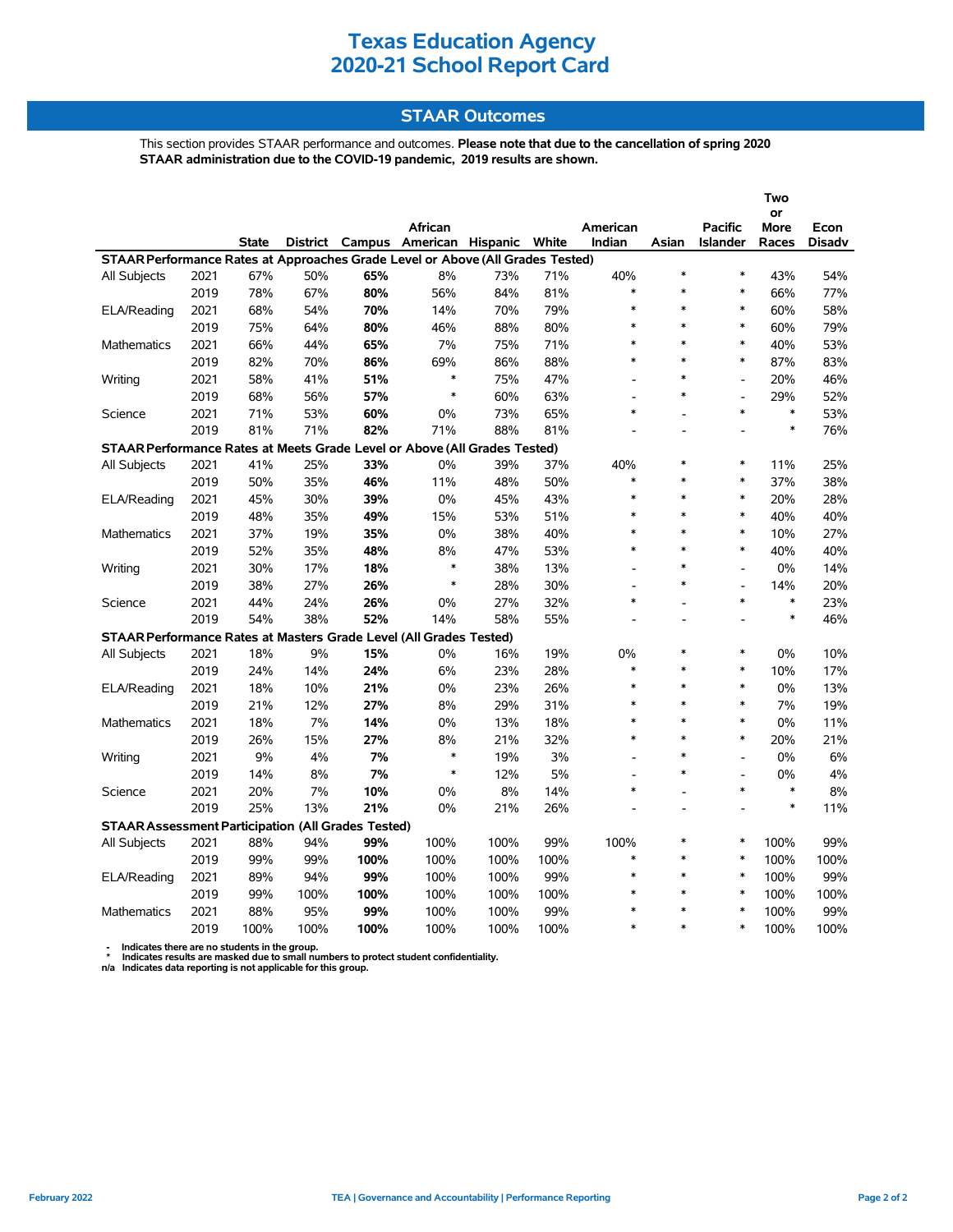# Texas Education Agency
# 2020-21 School Report Card

## STAAR Outcomes

This section provides STAAR performance and outcomes. **Please note that due to the cancellation of spring 2020 STAAR administration due to the COVID-19 pandemic, 2019 results are shown.**

| | | State | District | Campus | African American | Hispanic | White | American Indian | Asian | Pacific Islander | Two or More Races | Econ Disadv |
|---|---|---|---|---|---|---|---|---|---|---|---|---|
| **STAAR Performance Rates at Approaches Grade Level or Above (All Grades Tested)** | | | | | | | | | | | | |
| All Subjects | 2021 | 67% | 50% | **65%** | 8% | 73% | 71% | 40% | * | * | 43% | 54% |
| | 2019 | 78% | 67% | **80%** | 56% | 84% | 81% | * | * | * | 66% | 77% |
| ELA/Reading | 2021 | 68% | 54% | **70%** | 14% | 70% | 79% | * | * | * | 60% | 58% |
| | 2019 | 75% | 64% | **80%** | 46% | 88% | 80% | * | * | * | 60% | 79% |
| Mathematics | 2021 | 66% | 44% | **65%** | 7% | 75% | 71% | * | * | * | 40% | 53% |
| | 2019 | 82% | 70% | **86%** | 69% | 86% | 88% | * | * | * | 87% | 83% |
| Writing | 2021 | 58% | 41% | **51%** | * | 75% | 47% | - | * | - | 20% | 46% |
| | 2019 | 68% | 56% | **57%** | * | 60% | 63% | - | * | - | 29% | 52% |
| Science | 2021 | 71% | 53% | **60%** | 0% | 73% | 65% | * | - | * | * | 53% |
| | 2019 | 81% | 71% | **82%** | 71% | 88% | 81% | - | - | - | * | 76% |
| **STAAR Performance Rates at Meets Grade Level or Above (All Grades Tested)** | | | | | | | | | | | | |
| All Subjects | 2021 | 41% | 25% | **33%** | 0% | 39% | 37% | 40% | * | * | 11% | 25% |
| | 2019 | 50% | 35% | **46%** | 11% | 48% | 50% | * | * | * | 37% | 38% |
| ELA/Reading | 2021 | 45% | 30% | **39%** | 0% | 45% | 43% | * | * | * | 20% | 28% |
| | 2019 | 48% | 35% | **49%** | 15% | 53% | 51% | * | * | * | 40% | 40% |
| Mathematics | 2021 | 37% | 19% | **35%** | 0% | 38% | 40% | * | * | * | 10% | 27% |
| | 2019 | 52% | 35% | **48%** | 8% | 47% | 53% | * | * | * | 40% | 40% |
| Writing | 2021 | 30% | 17% | **18%** | * | 38% | 13% | - | * | - | 0% | 14% |
| | 2019 | 38% | 27% | **26%** | * | 28% | 30% | - | * | - | 14% | 20% |
| Science | 2021 | 44% | 24% | **26%** | 0% | 27% | 32% | * | - | * | * | 23% |
| | 2019 | 54% | 38% | **52%** | 14% | 58% | 55% | - | - | - | * | 46% |
| **STAAR Performance Rates at Masters Grade Level (All Grades Tested)** | | | | | | | | | | | | |
| All Subjects | 2021 | 18% | 9% | **15%** | 0% | 16% | 19% | 0% | * | * | 0% | 10% |
| | 2019 | 24% | 14% | **24%** | 6% | 23% | 28% | * | * | * | 10% | 17% |
| ELA/Reading | 2021 | 18% | 10% | **21%** | 0% | 23% | 26% | * | * | * | 0% | 13% |
| | 2019 | 21% | 12% | **27%** | 8% | 29% | 31% | * | * | * | 7% | 19% |
| Mathematics | 2021 | 18% | 7% | **14%** | 0% | 13% | 18% | * | * | * | 0% | 11% |
| | 2019 | 26% | 15% | **27%** | 8% | 21% | 32% | * | * | * | 20% | 21% |
| Writing | 2021 | 9% | 4% | **7%** | * | 19% | 3% | - | * | - | 0% | 6% |
| | 2019 | 14% | 8% | **7%** | * | 12% | 5% | - | * | - | 0% | 4% |
| Science | 2021 | 20% | 7% | **10%** | 0% | 8% | 14% | * | - | * | * | 8% |
| | 2019 | 25% | 13% | **21%** | 0% | 21% | 26% | - | - | - | * | 11% |
| **STAAR Assessment Participation (All Grades Tested)** | | | | | | | | | | | | |
| All Subjects | 2021 | 88% | 94% | **99%** | 100% | 100% | 99% | 100% | * | * | 100% | 99% |
| | 2019 | 99% | 99% | **100%** | 100% | 100% | 100% | * | * | * | 100% | 100% |
| ELA/Reading | 2021 | 89% | 94% | **99%** | 100% | 100% | 99% | * | * | * | 100% | 99% |
| | 2019 | 99% | 100% | **100%** | 100% | 100% | 100% | * | * | * | 100% | 100% |
| Mathematics | 2021 | 88% | 95% | **99%** | 100% | 100% | 99% | * | * | * | 100% | 99% |
| | 2019 | 100% | 100% | **100%** | 100% | 100% | 100% | * | * | * | 100% | 100% |

'-' Indicates there are no students in the group.
'*' Indicates results are masked due to small numbers to protect student confidentiality.
n/a Indicates data reporting is not applicable for this group.